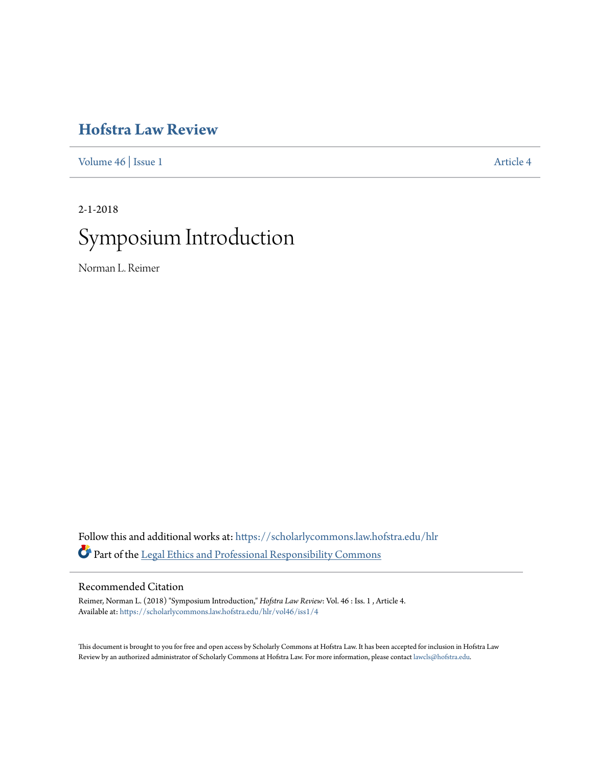# Hofstra Law Review

Volume 46 | Issue 1 Article 4

2-1-2018

# Symposium Introduction

Norman L. Reimer

Follow this and additional works at: https://scholarlycommons.law.hofstra.edu/hlr

Part of the Legal Ethics and Professional Responsibility Commons

## Recommended Citation

Reimer, Norman L. (2018) "Symposium Introduction," *Hofstra Law Review*: Vol. 46 : Iss. 1 , Article 4.
Available at: https://scholarlycommons.law.hofstra.edu/hlr/vol46/iss1/4

This document is brought to you for free and open access by Scholarly Commons at Hofstra Law. It has been accepted for inclusion in Hofstra Law Review by an authorized administrator of Scholarly Commons at Hofstra Law. For more information, please contact lawcls@hofstra.edu.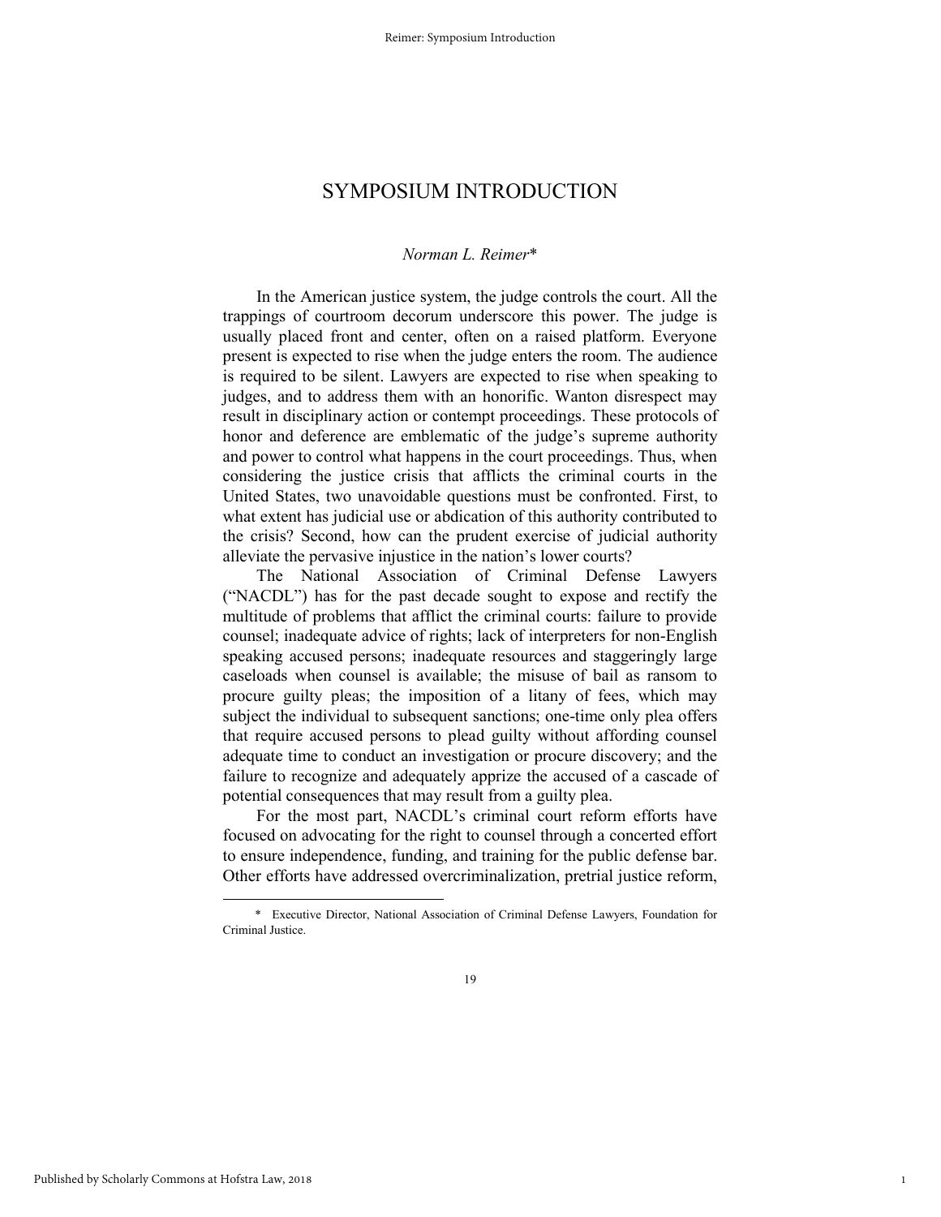# SYMPOSIUM INTRODUCTION

*Norman L. Reimer**

In the American justice system, the judge controls the court. All the trappings of courtroom decorum underscore this power. The judge is usually placed front and center, often on a raised platform. Everyone present is expected to rise when the judge enters the room. The audience is required to be silent. Lawyers are expected to rise when speaking to judges, and to address them with an honorific. Wanton disrespect may result in disciplinary action or contempt proceedings. These protocols of honor and deference are emblematic of the judge's supreme authority and power to control what happens in the court proceedings. Thus, when considering the justice crisis that afflicts the criminal courts in the United States, two unavoidable questions must be confronted. First, to what extent has judicial use or abdication of this authority contributed to the crisis? Second, how can the prudent exercise of judicial authority alleviate the pervasive injustice in the nation's lower courts?

The National Association of Criminal Defense Lawyers ("NACDL") has for the past decade sought to expose and rectify the multitude of problems that afflict the criminal courts: failure to provide counsel; inadequate advice of rights; lack of interpreters for non-English speaking accused persons; inadequate resources and staggeringly large caseloads when counsel is available; the misuse of bail as ransom to procure guilty pleas; the imposition of a litany of fees, which may subject the individual to subsequent sanctions; one-time only plea offers that require accused persons to plead guilty without affording counsel adequate time to conduct an investigation or procure discovery; and the failure to recognize and adequately apprize the accused of a cascade of potential consequences that may result from a guilty plea.

For the most part, NACDL's criminal court reform efforts have focused on advocating for the right to counsel through a concerted effort to ensure independence, funding, and training for the public defense bar. Other efforts have addressed overcriminalization, pretrial justice reform,

\* Executive Director, National Association of Criminal Defense Lawyers, Foundation for Criminal Justice.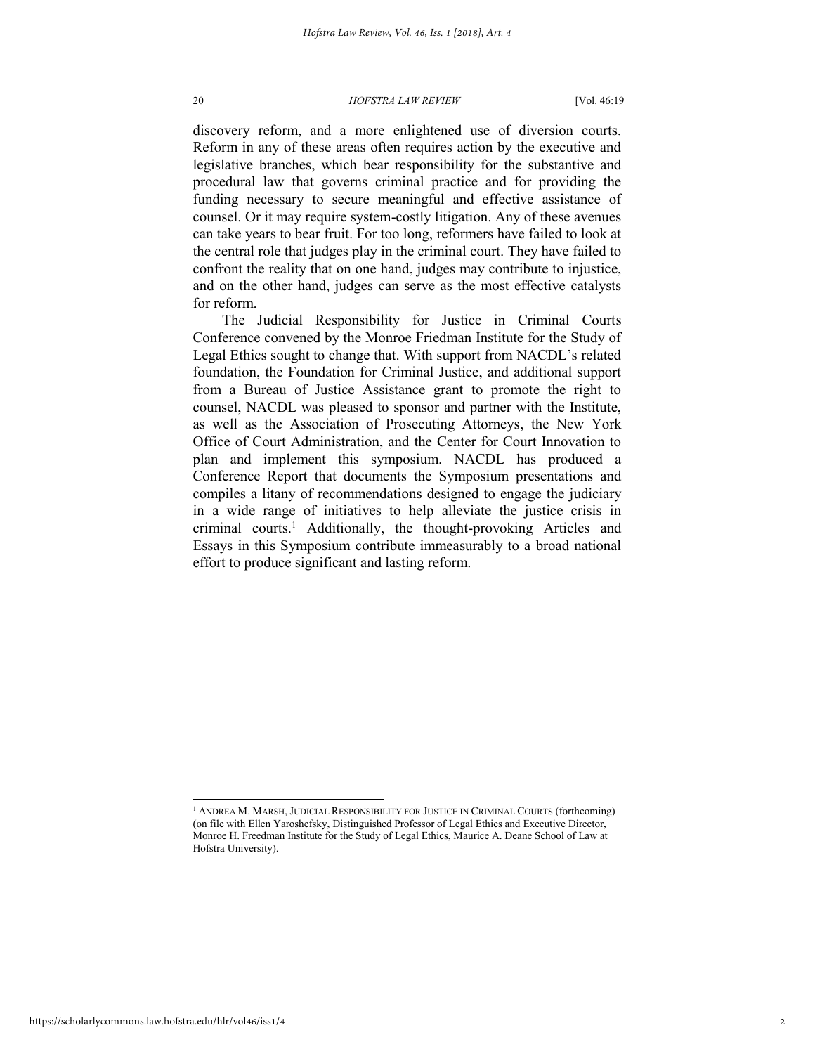discovery reform, and a more enlightened use of diversion courts. Reform in any of these areas often requires action by the executive and legislative branches, which bear responsibility for the substantive and procedural law that governs criminal practice and for providing the funding necessary to secure meaningful and effective assistance of counsel. Or it may require system-costly litigation. Any of these avenues can take years to bear fruit. For too long, reformers have failed to look at the central role that judges play in the criminal court. They have failed to confront the reality that on one hand, judges may contribute to injustice, and on the other hand, judges can serve as the most effective catalysts for reform.

The Judicial Responsibility for Justice in Criminal Courts Conference convened by the Monroe Friedman Institute for the Study of Legal Ethics sought to change that. With support from NACDL's related foundation, the Foundation for Criminal Justice, and additional support from a Bureau of Justice Assistance grant to promote the right to counsel, NACDL was pleased to sponsor and partner with the Institute, as well as the Association of Prosecuting Attorneys, the New York Office of Court Administration, and the Center for Court Innovation to plan and implement this symposium. NACDL has produced a Conference Report that documents the Symposium presentations and compiles a litany of recommendations designed to engage the judiciary in a wide range of initiatives to help alleviate the justice crisis in criminal courts.[1] Additionally, the thought-provoking Articles and Essays in this Symposium contribute immeasurably to a broad national effort to produce significant and lasting reform.

---

[1] ANDREA M. MARSH, JUDICIAL RESPONSIBILITY FOR JUSTICE IN CRIMINAL COURTS (forthcoming) (on file with Ellen Yaroshefsky, Distinguished Professor of Legal Ethics and Executive Director, Monroe H. Freedman Institute for the Study of Legal Ethics, Maurice A. Deane School of Law at Hofstra University).